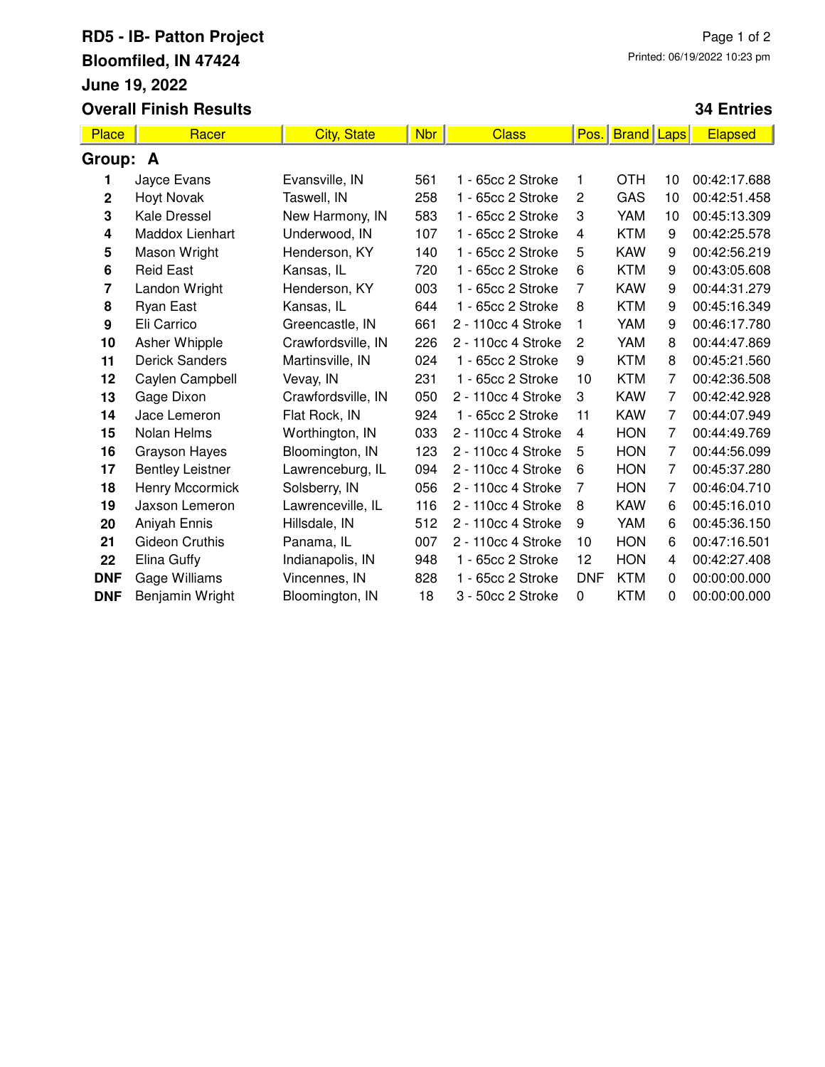# RD5 - IB- Patton Project

## Bloomfiled, IN 47424

## June 19, 2022

## Overall Finish Results

**34 Entries**

| Place | Racer | City, State | Nbr | Class | Pos. | Brand | Laps | Elapsed |
|---|---|---|---|---|---|---|---|---|
| **Group: A** | | | | | | | | |
| **1** | Jayce Evans | Evansville, IN | 561 | 1 - 65cc 2 Stroke | 1 | OTH | 10 | 00:42:17.688 |
| **2** | Hoyt Novak | Taswell, IN | 258 | 1 - 65cc 2 Stroke | 2 | GAS | 10 | 00:42:51.458 |
| **3** | Kale Dressel | New Harmony, IN | 583 | 1 - 65cc 2 Stroke | 3 | YAM | 10 | 00:45:13.309 |
| **4** | Maddox Lienhart | Underwood, IN | 107 | 1 - 65cc 2 Stroke | 4 | KTM | 9 | 00:42:25.578 |
| **5** | Mason Wright | Henderson, KY | 140 | 1 - 65cc 2 Stroke | 5 | KAW | 9 | 00:42:56.219 |
| **6** | Reid East | Kansas, IL | 720 | 1 - 65cc 2 Stroke | 6 | KTM | 9 | 00:43:05.608 |
| **7** | Landon Wright | Henderson, KY | 003 | 1 - 65cc 2 Stroke | 7 | KAW | 9 | 00:44:31.279 |
| **8** | Ryan East | Kansas, IL | 644 | 1 - 65cc 2 Stroke | 8 | KTM | 9 | 00:45:16.349 |
| **9** | Eli Carrico | Greencastle, IN | 661 | 2 - 110cc 4 Stroke | 1 | YAM | 9 | 00:46:17.780 |
| **10** | Asher Whipple | Crawfordsville, IN | 226 | 2 - 110cc 4 Stroke | 2 | YAM | 8 | 00:44:47.869 |
| **11** | Derick Sanders | Martinsville, IN | 024 | 1 - 65cc 2 Stroke | 9 | KTM | 8 | 00:45:21.560 |
| **12** | Caylen Campbell | Vevay, IN | 231 | 1 - 65cc 2 Stroke | 10 | KTM | 7 | 00:42:36.508 |
| **13** | Gage Dixon | Crawfordsville, IN | 050 | 2 - 110cc 4 Stroke | 3 | KAW | 7 | 00:42:42.928 |
| **14** | Jace Lemeron | Flat Rock, IN | 924 | 1 - 65cc 2 Stroke | 11 | KAW | 7 | 00:44:07.949 |
| **15** | Nolan Helms | Worthington, IN | 033 | 2 - 110cc 4 Stroke | 4 | HON | 7 | 00:44:49.769 |
| **16** | Grayson Hayes | Bloomington, IN | 123 | 2 - 110cc 4 Stroke | 5 | HON | 7 | 00:44:56.099 |
| **17** | Bentley Leistner | Lawrenceburg, IL | 094 | 2 - 110cc 4 Stroke | 6 | HON | 7 | 00:45:37.280 |
| **18** | Henry Mccormick | Solsberry, IN | 056 | 2 - 110cc 4 Stroke | 7 | HON | 7 | 00:46:04.710 |
| **19** | Jaxson Lemeron | Lawrenceville, IL | 116 | 2 - 110cc 4 Stroke | 8 | KAW | 6 | 00:45:16.010 |
| **20** | Aniyah Ennis | Hillsdale, IN | 512 | 2 - 110cc 4 Stroke | 9 | YAM | 6 | 00:45:36.150 |
| **21** | Gideon Cruthis | Panama, IL | 007 | 2 - 110cc 4 Stroke | 10 | HON | 6 | 00:47:16.501 |
| **22** | Elina Guffy | Indianapolis, IN | 948 | 1 - 65cc 2 Stroke | 12 | HON | 4 | 00:42:27.408 |
| **DNF** | Gage Williams | Vincennes, IN | 828 | 1 - 65cc 2 Stroke | DNF | KTM | 0 | 00:00:00.000 |
| **DNF** | Benjamin Wright | Bloomington, IN | 18 | 3 - 50cc 2 Stroke | 0 | KTM | 0 | 00:00:00.000 |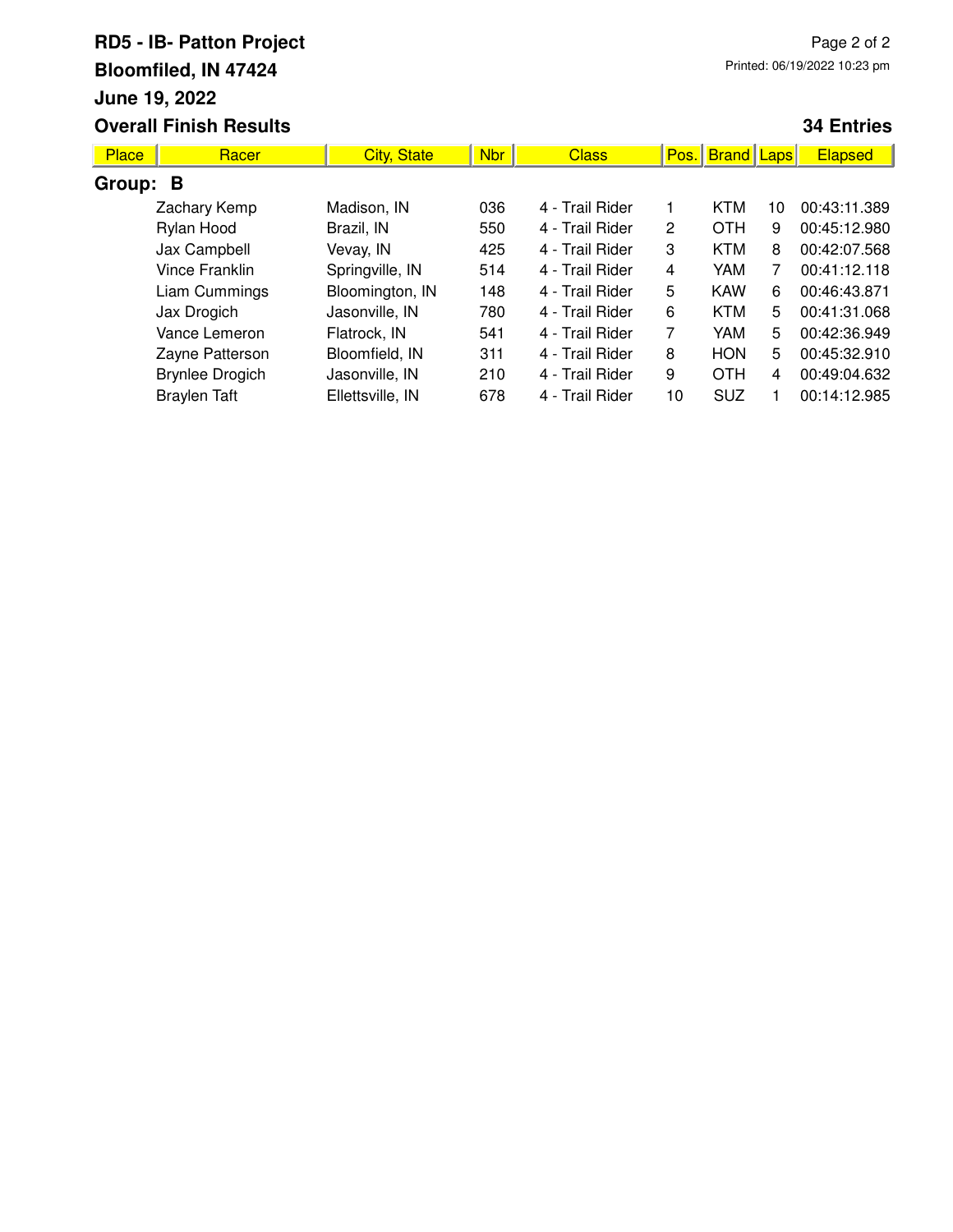**RD5 - IB- Patton Project**

**Bloomfiled, IN 47424**

**June 19, 2022**

**Overall Finish Results**

**34 Entries**

| Place | Racer | City, State | Nbr | Class | Pos. | Brand | Laps | Elapsed |
|---|---|---|---|---|---|---|---|---|
| **Group: B** | | | | | | | | |
| | Zachary Kemp | Madison, IN | 036 | 4 - Trail Rider | 1 | KTM | 10 | 00:43:11.389 |
| | Rylan Hood | Brazil, IN | 550 | 4 - Trail Rider | 2 | OTH | 9 | 00:45:12.980 |
| | Jax Campbell | Vevay, IN | 425 | 4 - Trail Rider | 3 | KTM | 8 | 00:42:07.568 |
| | Vince Franklin | Springville, IN | 514 | 4 - Trail Rider | 4 | YAM | 7 | 00:41:12.118 |
| | Liam Cummings | Bloomington, IN | 148 | 4 - Trail Rider | 5 | KAW | 6 | 00:46:43.871 |
| | Jax Drogich | Jasonville, IN | 780 | 4 - Trail Rider | 6 | KTM | 5 | 00:41:31.068 |
| | Vance Lemeron | Flatrock, IN | 541 | 4 - Trail Rider | 7 | YAM | 5 | 00:42:36.949 |
| | Zayne Patterson | Bloomfield, IN | 311 | 4 - Trail Rider | 8 | HON | 5 | 00:45:32.910 |
| | Brynlee Drogich | Jasonville, IN | 210 | 4 - Trail Rider | 9 | OTH | 4 | 00:49:04.632 |
| | Braylen Taft | Ellettsville, IN | 678 | 4 - Trail Rider | 10 | SUZ | 1 | 00:14:12.985 |